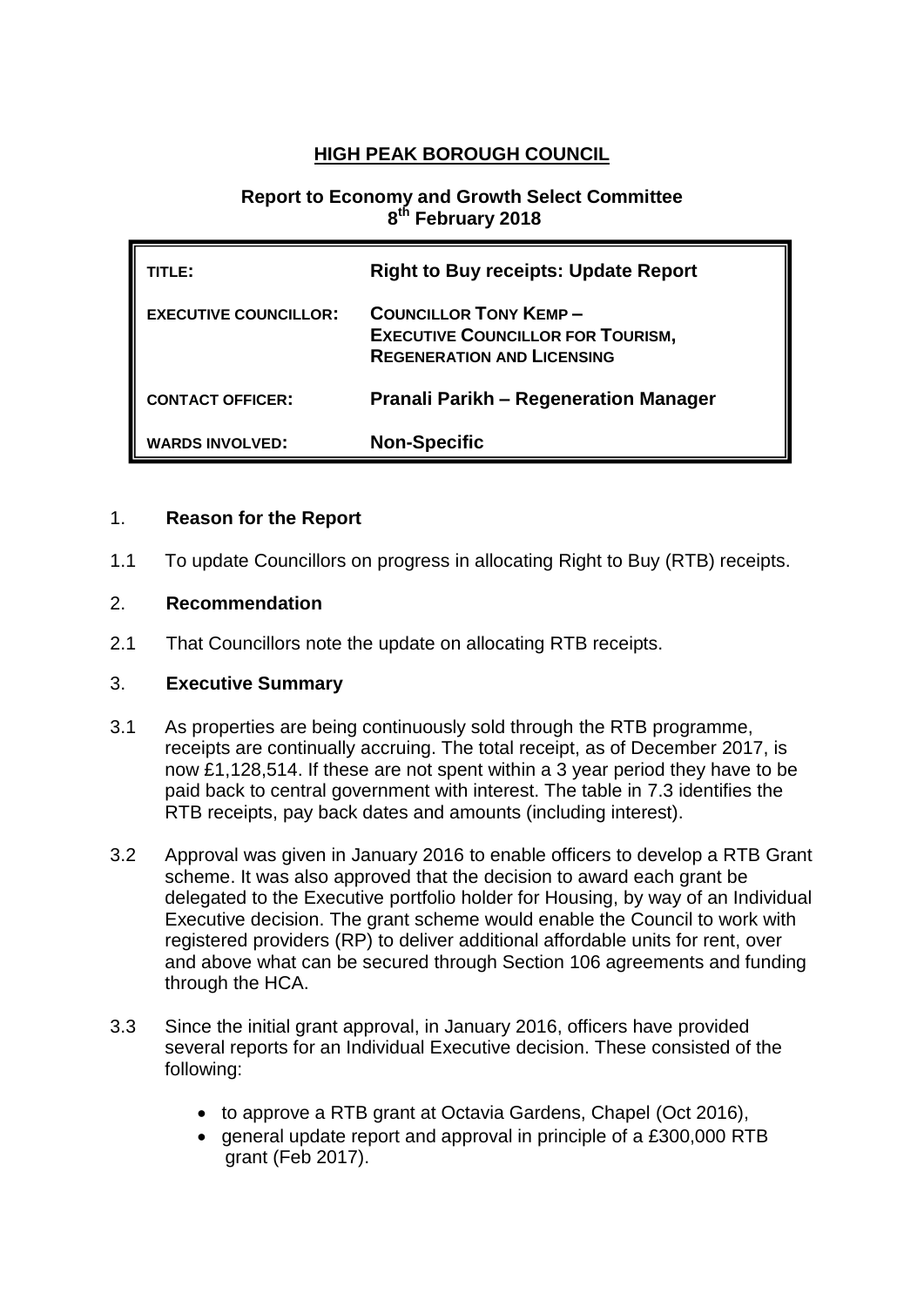# HIGH PEAK BOROUGH COUNCIL

**Report to Economy and Growth Select Committee**
**8th February 2018**

| | |
|---|---|
| **TITLE:** | **Right to Buy receipts: Update Report** |
| **EXECUTIVE COUNCILLOR:** | **COUNCILLOR TONY KEMP – EXECUTIVE COUNCILLOR FOR TOURISM, REGENERATION AND LICENSING** |
| **CONTACT OFFICER:** | **Pranali Parikh – Regeneration Manager** |
| **WARDS INVOLVED:** | **Non-Specific** |

## 1. Reason for the Report

1.1 To update Councillors on progress in allocating Right to Buy (RTB) receipts.

## 2. Recommendation

2.1 That Councillors note the update on allocating RTB receipts.

## 3. Executive Summary

3.1 As properties are being continuously sold through the RTB programme, receipts are continually accruing. The total receipt, as of December 2017, is now £1,128,514. If these are not spent within a 3 year period they have to be paid back to central government with interest. The table in 7.3 identifies the RTB receipts, pay back dates and amounts (including interest).

3.2 Approval was given in January 2016 to enable officers to develop a RTB Grant scheme. It was also approved that the decision to award each grant be delegated to the Executive portfolio holder for Housing, by way of an Individual Executive decision. The grant scheme would enable the Council to work with registered providers (RP) to deliver additional affordable units for rent, over and above what can be secured through Section 106 agreements and funding through the HCA.

3.3 Since the initial grant approval, in January 2016, officers have provided several reports for an Individual Executive decision. These consisted of the following:

- to approve a RTB grant at Octavia Gardens, Chapel (Oct 2016),
- general update report and approval in principle of a £300,000 RTB grant (Feb 2017).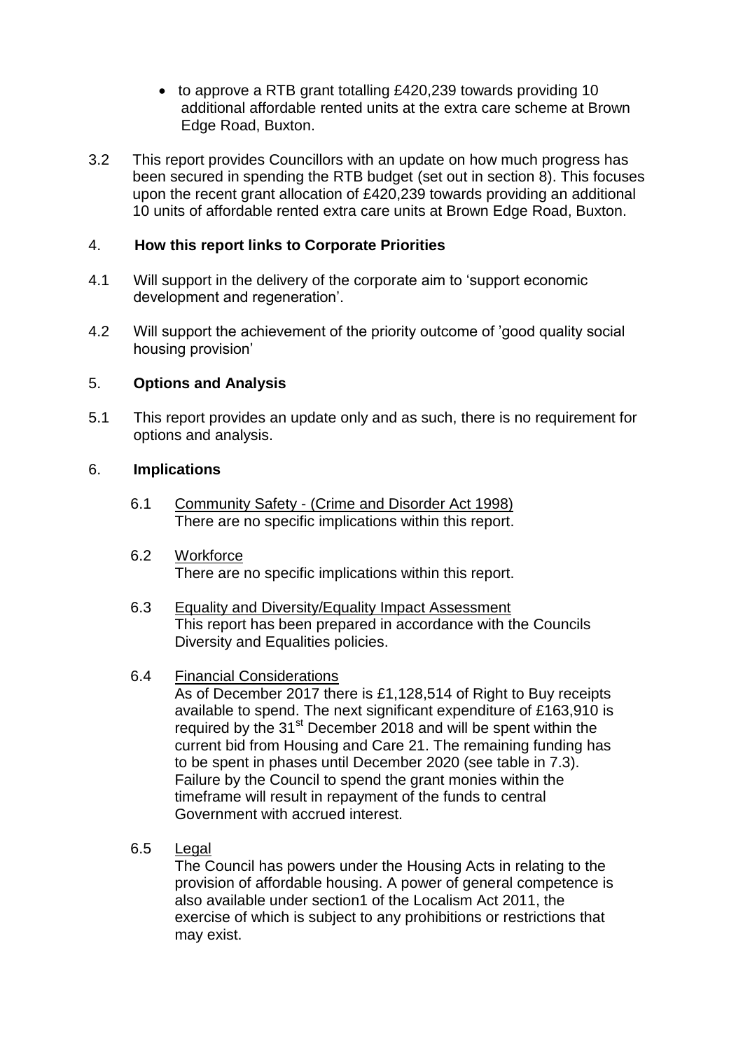- to approve a RTB grant totalling £420,239 towards providing 10 additional affordable rented units at the extra care scheme at Brown Edge Road, Buxton.

3.2 This report provides Councillors with an update on how much progress has been secured in spending the RTB budget (set out in section 8). This focuses upon the recent grant allocation of £420,239 towards providing an additional 10 units of affordable rented extra care units at Brown Edge Road, Buxton.

## 4. How this report links to Corporate Priorities

4.1 Will support in the delivery of the corporate aim to 'support economic development and regeneration'.

4.2 Will support the achievement of the priority outcome of 'good quality social housing provision'

## 5. Options and Analysis

5.1 This report provides an update only and as such, there is no requirement for options and analysis.

## 6. Implications

6.1 Community Safety - (Crime and Disorder Act 1998)
There are no specific implications within this report.

6.2 Workforce
There are no specific implications within this report.

6.3 Equality and Diversity/Equality Impact Assessment
This report has been prepared in accordance with the Councils Diversity and Equalities policies.

6.4 Financial Considerations
As of December 2017 there is £1,128,514 of Right to Buy receipts available to spend. The next significant expenditure of £163,910 is required by the 31st December 2018 and will be spent within the current bid from Housing and Care 21. The remaining funding has to be spent in phases until December 2020 (see table in 7.3). Failure by the Council to spend the grant monies within the timeframe will result in repayment of the funds to central Government with accrued interest.

6.5 Legal
The Council has powers under the Housing Acts in relating to the provision of affordable housing. A power of general competence is also available under section1 of the Localism Act 2011, the exercise of which is subject to any prohibitions or restrictions that may exist.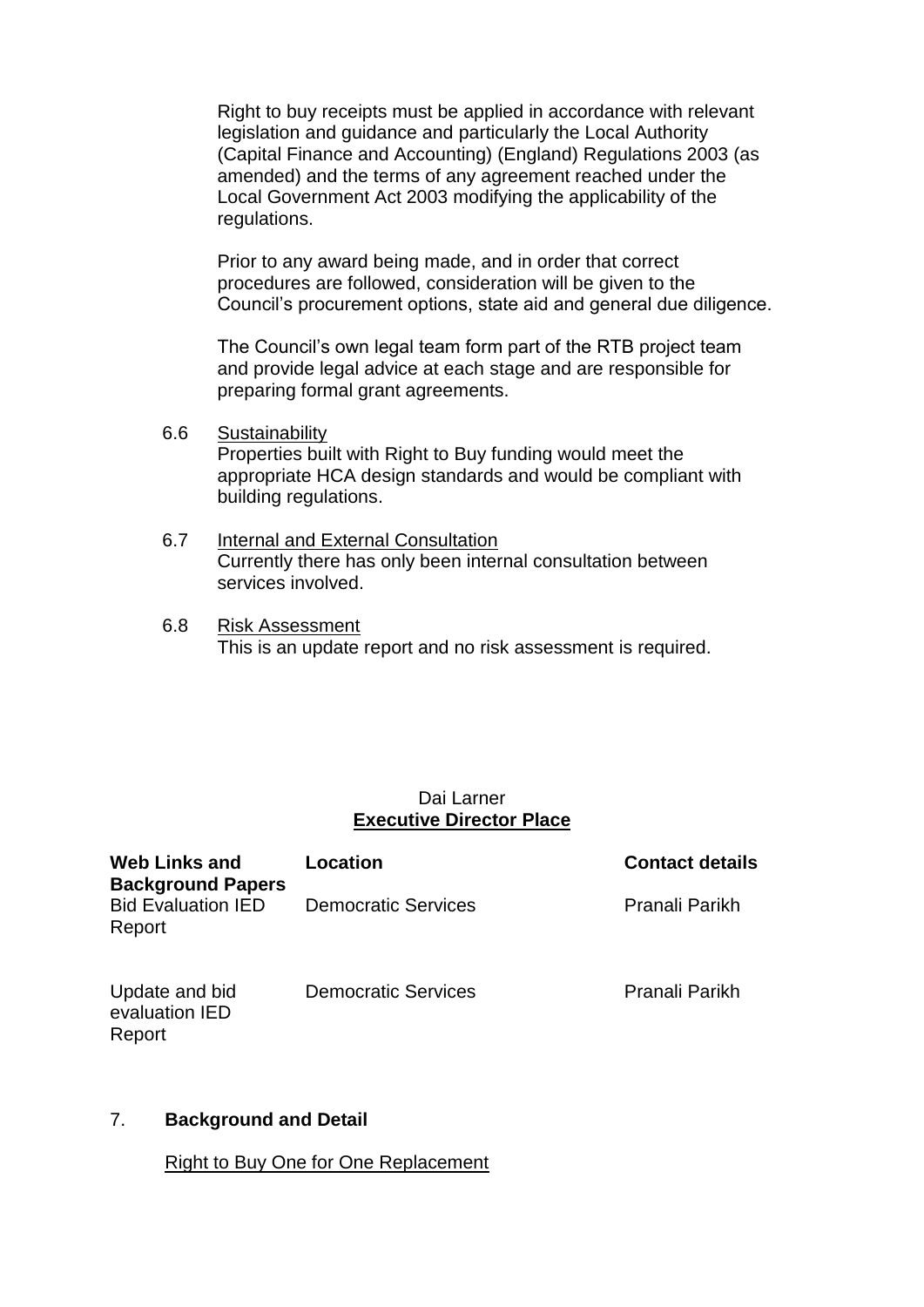Right to buy receipts must be applied in accordance with relevant legislation and guidance and particularly the Local Authority (Capital Finance and Accounting) (England) Regulations 2003 (as amended) and the terms of any agreement reached under the Local Government Act 2003 modifying the applicability of the regulations.

Prior to any award being made, and in order that correct procedures are followed, consideration will be given to the Council's procurement options, state aid and general due diligence.

The Council's own legal team form part of the RTB project team and provide legal advice at each stage and are responsible for preparing formal grant agreements.

6.6 Sustainability
Properties built with Right to Buy funding would meet the appropriate HCA design standards and would be compliant with building regulations.

6.7 Internal and External Consultation
Currently there has only been internal consultation between services involved.

6.8 Risk Assessment
This is an update report and no risk assessment is required.

Dai Larner
**Executive Director Place**

| **Web Links and Background Papers** | **Location** | **Contact details** |
|---|---|---|
| Bid Evaluation IED Report | Democratic Services | Pranali Parikh |
| Update and bid evaluation IED Report | Democratic Services | Pranali Parikh |

## 7. Background and Detail

Right to Buy One for One Replacement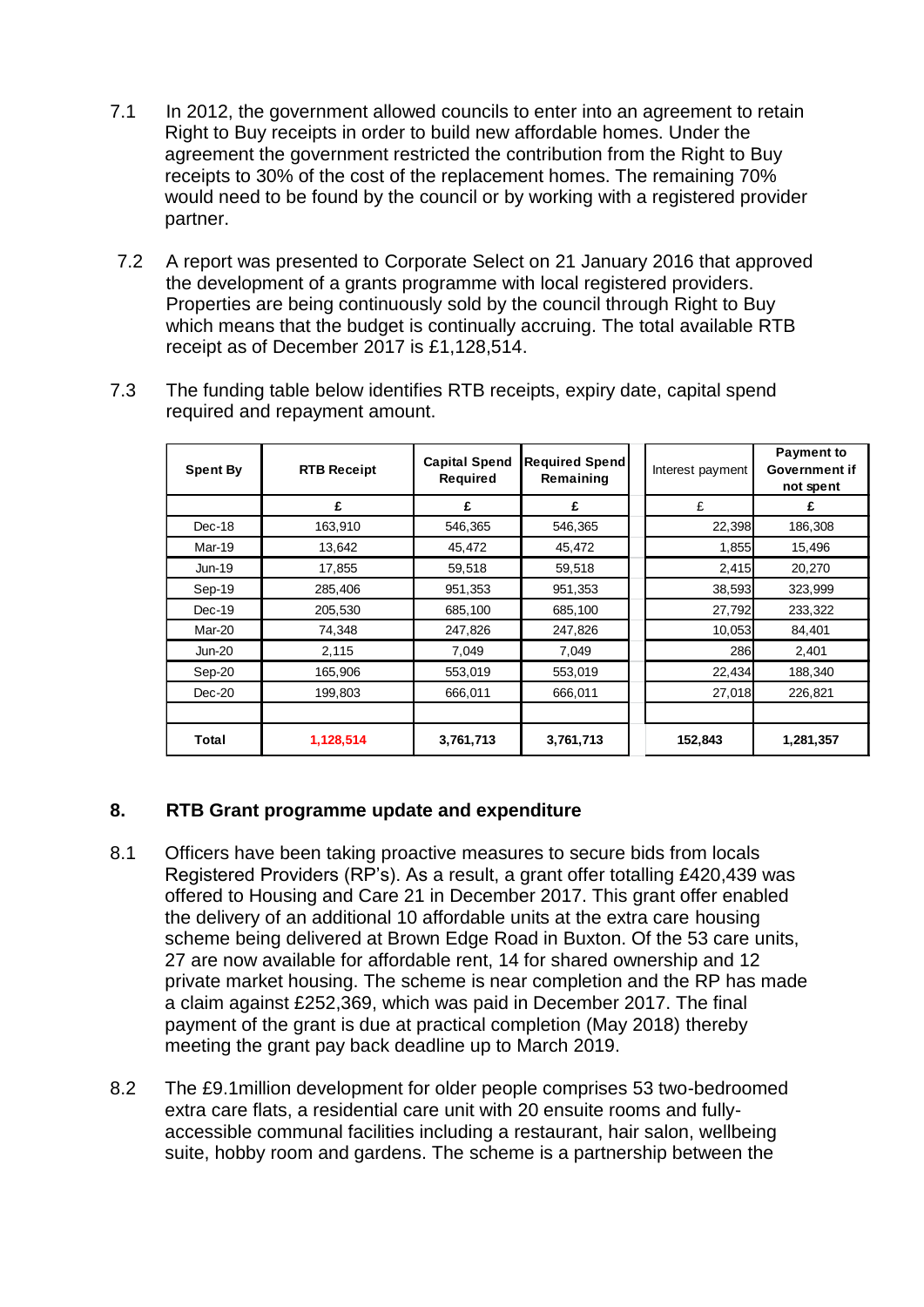7.1 In 2012, the government allowed councils to enter into an agreement to retain Right to Buy receipts in order to build new affordable homes. Under the agreement the government restricted the contribution from the Right to Buy receipts to 30% of the cost of the replacement homes. The remaining 70% would need to be found by the council or by working with a registered provider partner.

7.2 A report was presented to Corporate Select on 21 January 2016 that approved the development of a grants programme with local registered providers. Properties are being continuously sold by the council through Right to Buy which means that the budget is continually accruing. The total available RTB receipt as of December 2017 is £1,128,514.

7.3 The funding table below identifies RTB receipts, expiry date, capital spend required and repayment amount.

| Spent By | RTB Receipt | Capital Spend Required | Required Spend Remaining | Interest payment | Payment to Government if not spent |
|---|---|---|---|---|---|
| | £ | £ | £ | £ | £ |
| Dec-18 | 163,910 | 546,365 | 546,365 | 22,398 | 186,308 |
| Mar-19 | 13,642 | 45,472 | 45,472 | 1,855 | 15,496 |
| Jun-19 | 17,855 | 59,518 | 59,518 | 2,415 | 20,270 |
| Sep-19 | 285,406 | 951,353 | 951,353 | 38,593 | 323,999 |
| Dec-19 | 205,530 | 685,100 | 685,100 | 27,792 | 233,322 |
| Mar-20 | 74,348 | 247,826 | 247,826 | 10,053 | 84,401 |
| Jun-20 | 2,115 | 7,049 | 7,049 | 286 | 2,401 |
| Sep-20 | 165,906 | 553,019 | 553,019 | 22,434 | 188,340 |
| Dec-20 | 199,803 | 666,011 | 666,011 | 27,018 | 226,821 |
| | | | | | |
| **Total** | **1,128,514** | **3,761,713** | **3,761,713** | **152,843** | **1,281,357** |

## 8. RTB Grant programme update and expenditure

8.1 Officers have been taking proactive measures to secure bids from locals Registered Providers (RP's). As a result, a grant offer totalling £420,439 was offered to Housing and Care 21 in December 2017. This grant offer enabled the delivery of an additional 10 affordable units at the extra care housing scheme being delivered at Brown Edge Road in Buxton. Of the 53 care units, 27 are now available for affordable rent, 14 for shared ownership and 12 private market housing. The scheme is near completion and the RP has made a claim against £252,369, which was paid in December 2017. The final payment of the grant is due at practical completion (May 2018) thereby meeting the grant pay back deadline up to March 2019.

8.2 The £9.1million development for older people comprises 53 two-bedroomed extra care flats, a residential care unit with 20 ensuite rooms and fully-accessible communal facilities including a restaurant, hair salon, wellbeing suite, hobby room and gardens. The scheme is a partnership between the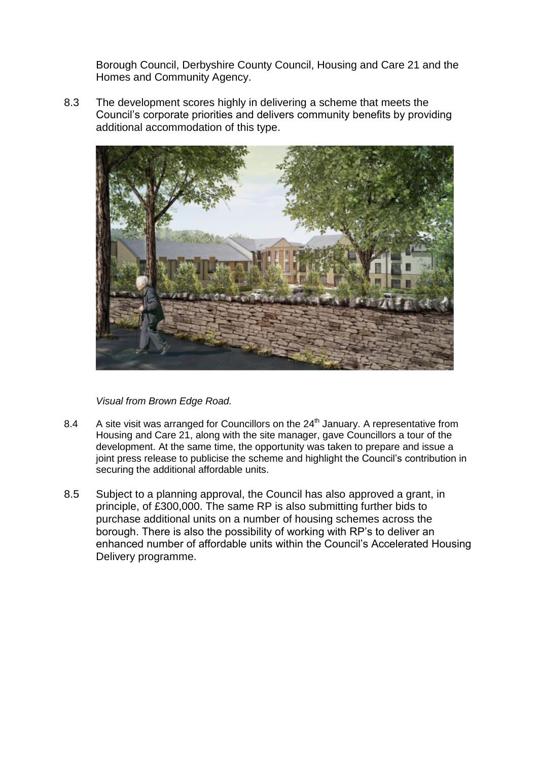Borough Council, Derbyshire County Council, Housing and Care 21 and the Homes and Community Agency.

8.3 The development scores highly in delivering a scheme that meets the Council's corporate priorities and delivers community benefits by providing additional accommodation of this type.

*Visual from Brown Edge Road.*

8.4 A site visit was arranged for Councillors on the 24th January. A representative from Housing and Care 21, along with the site manager, gave Councillors a tour of the development. At the same time, the opportunity was taken to prepare and issue a joint press release to publicise the scheme and highlight the Council's contribution in securing the additional affordable units.

8.5 Subject to a planning approval, the Council has also approved a grant, in principle, of £300,000. The same RP is also submitting further bids to purchase additional units on a number of housing schemes across the borough. There is also the possibility of working with RP's to deliver an enhanced number of affordable units within the Council's Accelerated Housing Delivery programme.